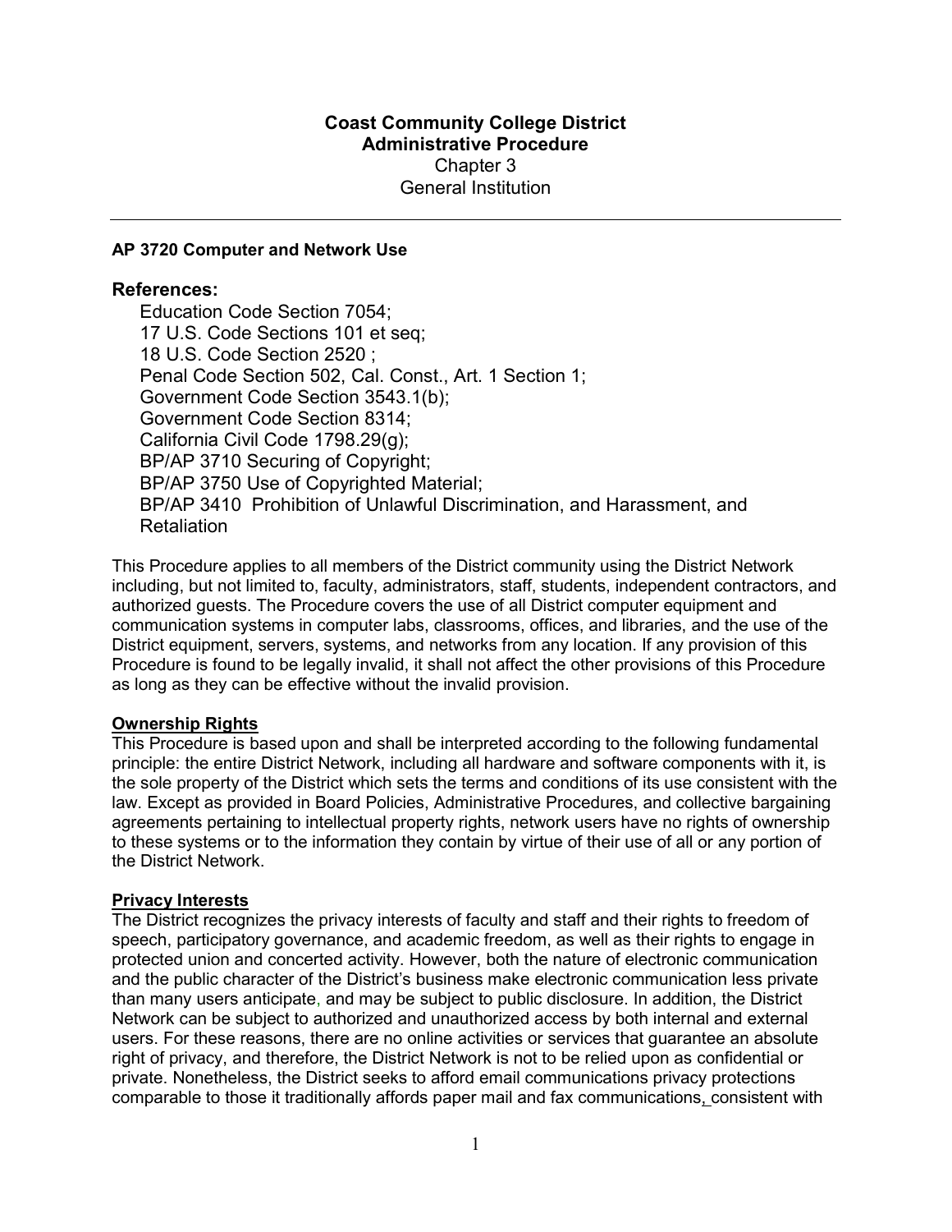**Coast Community College District**
**Administrative Procedure**
Chapter 3
General Institution

---

## AP 3720 Computer and Network Use

### References:

Education Code Section 7054;
17 U.S. Code Sections 101 et seq;
18 U.S. Code Section 2520 ;
Penal Code Section 502, Cal. Const., Art. 1 Section 1;
Government Code Section 3543.1(b);
Government Code Section 8314;
California Civil Code 1798.29(g);
BP/AP 3710 Securing of Copyright;
BP/AP 3750 Use of Copyrighted Material;
BP/AP 3410 Prohibition of Unlawful Discrimination, and Harassment, and Retaliation

This Procedure applies to all members of the District community using the District Network including, but not limited to, faculty, administrators, staff, students, independent contractors, and authorized guests. The Procedure covers the use of all District computer equipment and communication systems in computer labs, classrooms, offices, and libraries, and the use of the District equipment, servers, systems, and networks from any location. If any provision of this Procedure is found to be legally invalid, it shall not affect the other provisions of this Procedure as long as they can be effective without the invalid provision.

**Ownership Rights**

This Procedure is based upon and shall be interpreted according to the following fundamental principle: the entire District Network, including all hardware and software components with it, is the sole property of the District which sets the terms and conditions of its use consistent with the law. Except as provided in Board Policies, Administrative Procedures, and collective bargaining agreements pertaining to intellectual property rights, network users have no rights of ownership to these systems or to the information they contain by virtue of their use of all or any portion of the District Network.

**Privacy Interests**

The District recognizes the privacy interests of faculty and staff and their rights to freedom of speech, participatory governance, and academic freedom, as well as their rights to engage in protected union and concerted activity. However, both the nature of electronic communication and the public character of the District's business make electronic communication less private than many users anticipate, and may be subject to public disclosure. In addition, the District Network can be subject to authorized and unauthorized access by both internal and external users. For these reasons, there are no online activities or services that guarantee an absolute right of privacy, and therefore, the District Network is not to be relied upon as confidential or private. Nonetheless, the District seeks to afford email communications privacy protections comparable to those it traditionally affords paper mail and fax communications, consistent with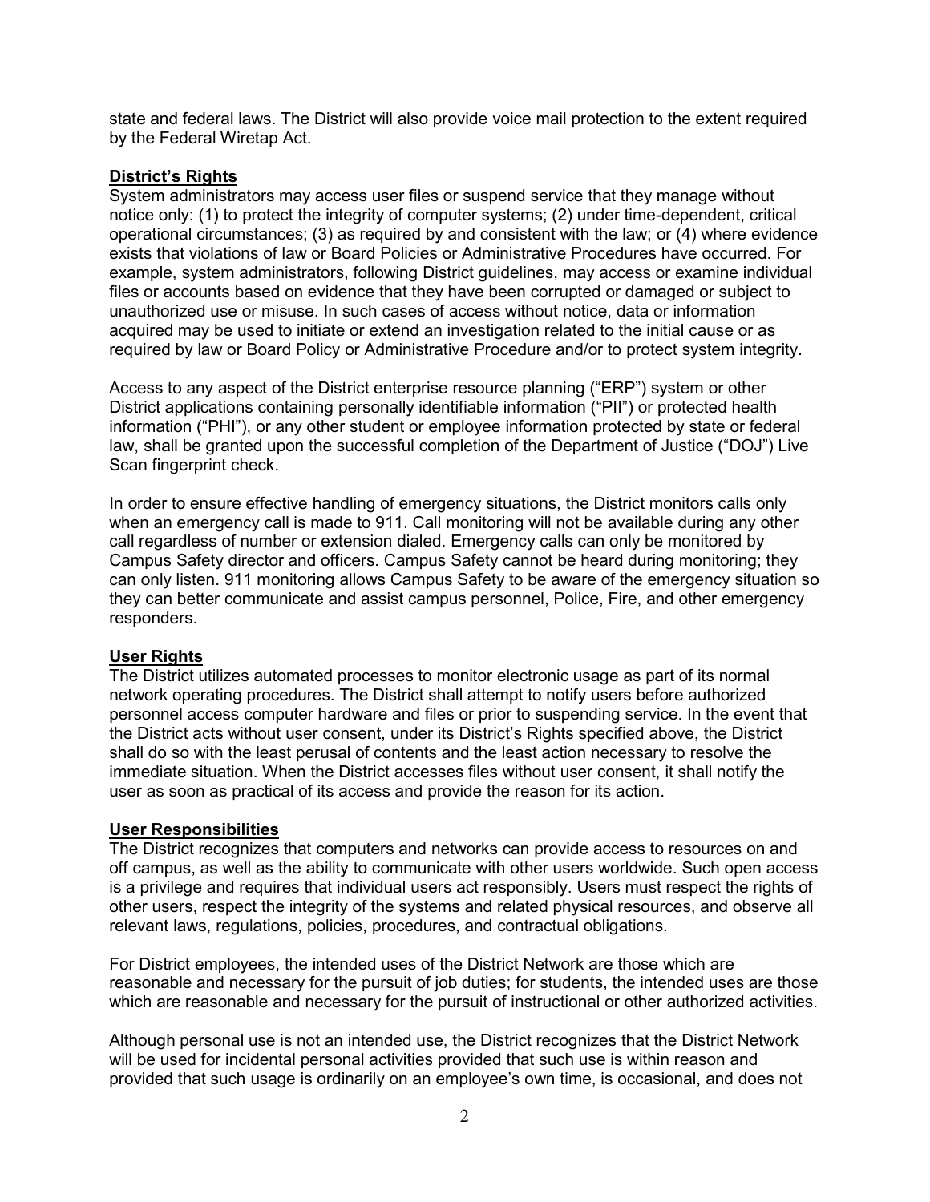state and federal laws. The District will also provide voice mail protection to the extent required by the Federal Wiretap Act.

**District's Rights**

System administrators may access user files or suspend service that they manage without notice only: (1) to protect the integrity of computer systems; (2) under time-dependent, critical operational circumstances; (3) as required by and consistent with the law; or (4) where evidence exists that violations of law or Board Policies or Administrative Procedures have occurred. For example, system administrators, following District guidelines, may access or examine individual files or accounts based on evidence that they have been corrupted or damaged or subject to unauthorized use or misuse. In such cases of access without notice, data or information acquired may be used to initiate or extend an investigation related to the initial cause or as required by law or Board Policy or Administrative Procedure and/or to protect system integrity.

Access to any aspect of the District enterprise resource planning ("ERP") system or other District applications containing personally identifiable information ("PII") or protected health information ("PHI"), or any other student or employee information protected by state or federal law, shall be granted upon the successful completion of the Department of Justice ("DOJ") Live Scan fingerprint check.

In order to ensure effective handling of emergency situations, the District monitors calls only when an emergency call is made to 911. Call monitoring will not be available during any other call regardless of number or extension dialed. Emergency calls can only be monitored by Campus Safety director and officers. Campus Safety cannot be heard during monitoring; they can only listen. 911 monitoring allows Campus Safety to be aware of the emergency situation so they can better communicate and assist campus personnel, Police, Fire, and other emergency responders.

**User Rights**

The District utilizes automated processes to monitor electronic usage as part of its normal network operating procedures. The District shall attempt to notify users before authorized personnel access computer hardware and files or prior to suspending service. In the event that the District acts without user consent, under its District's Rights specified above, the District shall do so with the least perusal of contents and the least action necessary to resolve the immediate situation. When the District accesses files without user consent, it shall notify the user as soon as practical of its access and provide the reason for its action.

**User Responsibilities**

The District recognizes that computers and networks can provide access to resources on and off campus, as well as the ability to communicate with other users worldwide. Such open access is a privilege and requires that individual users act responsibly. Users must respect the rights of other users, respect the integrity of the systems and related physical resources, and observe all relevant laws, regulations, policies, procedures, and contractual obligations.

For District employees, the intended uses of the District Network are those which are reasonable and necessary for the pursuit of job duties; for students, the intended uses are those which are reasonable and necessary for the pursuit of instructional or other authorized activities.

Although personal use is not an intended use, the District recognizes that the District Network will be used for incidental personal activities provided that such use is within reason and provided that such usage is ordinarily on an employee's own time, is occasional, and does not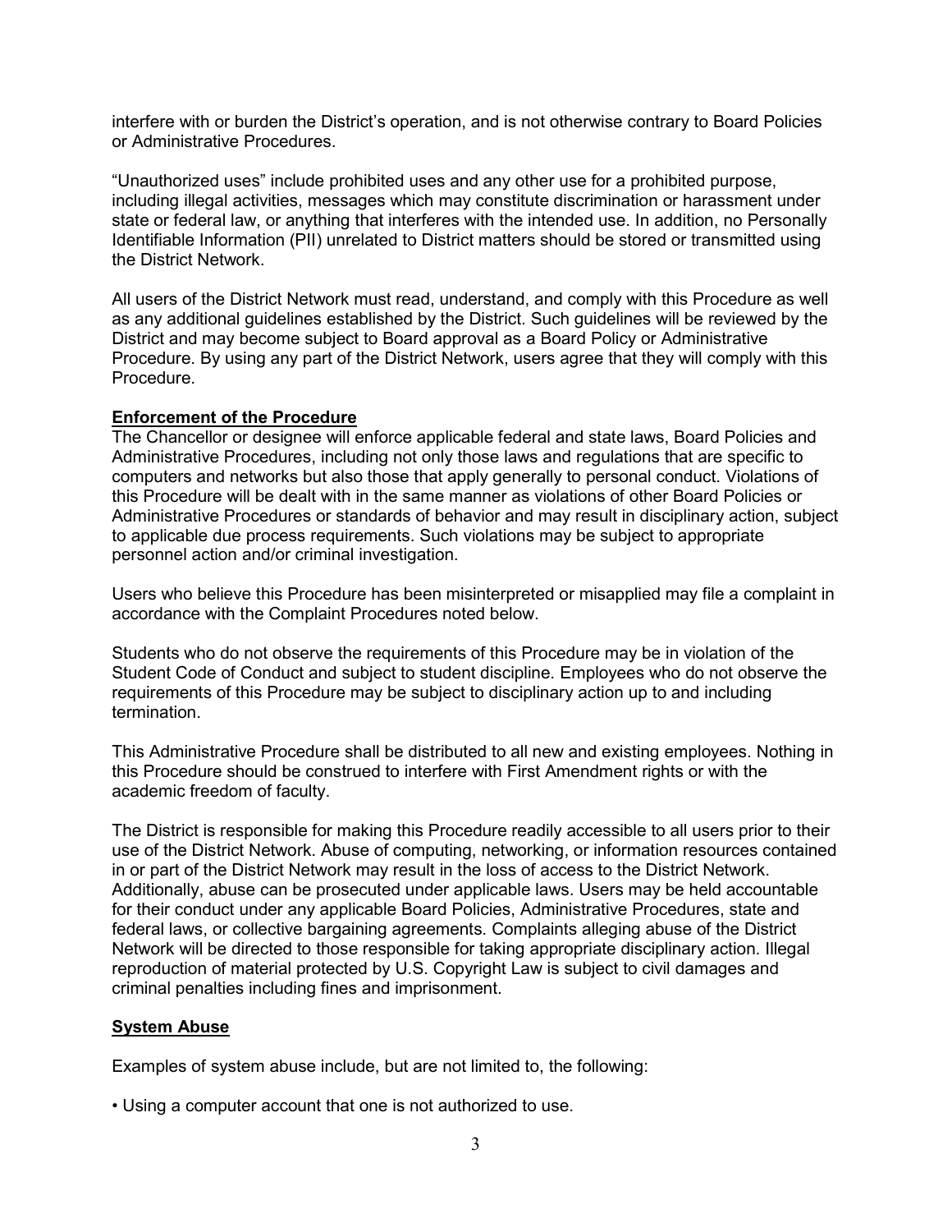interfere with or burden the District's operation, and is not otherwise contrary to Board Policies or Administrative Procedures.

"Unauthorized uses" include prohibited uses and any other use for a prohibited purpose, including illegal activities, messages which may constitute discrimination or harassment under state or federal law, or anything that interferes with the intended use. In addition, no Personally Identifiable Information (PII) unrelated to District matters should be stored or transmitted using the District Network.

All users of the District Network must read, understand, and comply with this Procedure as well as any additional guidelines established by the District. Such guidelines will be reviewed by the District and may become subject to Board approval as a Board Policy or Administrative Procedure. By using any part of the District Network, users agree that they will comply with this Procedure.

**Enforcement of the Procedure**

The Chancellor or designee will enforce applicable federal and state laws, Board Policies and Administrative Procedures, including not only those laws and regulations that are specific to computers and networks but also those that apply generally to personal conduct. Violations of this Procedure will be dealt with in the same manner as violations of other Board Policies or Administrative Procedures or standards of behavior and may result in disciplinary action, subject to applicable due process requirements. Such violations may be subject to appropriate personnel action and/or criminal investigation.

Users who believe this Procedure has been misinterpreted or misapplied may file a complaint in accordance with the Complaint Procedures noted below.

Students who do not observe the requirements of this Procedure may be in violation of the Student Code of Conduct and subject to student discipline. Employees who do not observe the requirements of this Procedure may be subject to disciplinary action up to and including termination.

This Administrative Procedure shall be distributed to all new and existing employees. Nothing in this Procedure should be construed to interfere with First Amendment rights or with the academic freedom of faculty.

The District is responsible for making this Procedure readily accessible to all users prior to their use of the District Network. Abuse of computing, networking, or information resources contained in or part of the District Network may result in the loss of access to the District Network. Additionally, abuse can be prosecuted under applicable laws. Users may be held accountable for their conduct under any applicable Board Policies, Administrative Procedures, state and federal laws, or collective bargaining agreements. Complaints alleging abuse of the District Network will be directed to those responsible for taking appropriate disciplinary action. Illegal reproduction of material protected by U.S. Copyright Law is subject to civil damages and criminal penalties including fines and imprisonment.

**System Abuse**

Examples of system abuse include, but are not limited to, the following:

- Using a computer account that one is not authorized to use.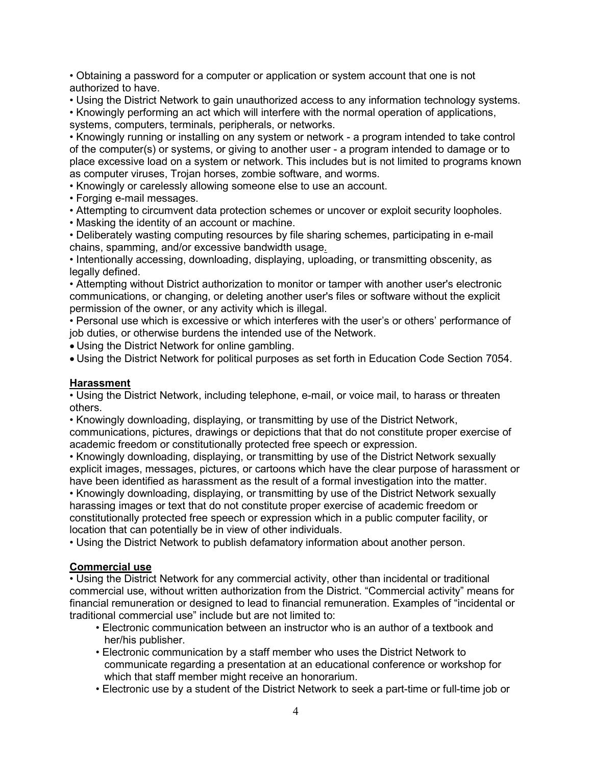- Obtaining a password for a computer or application or system account that one is not authorized to have.
- Using the District Network to gain unauthorized access to any information technology systems.
- Knowingly performing an act which will interfere with the normal operation of applications, systems, computers, terminals, peripherals, or networks.
- Knowingly running or installing on any system or network - a program intended to take control of the computer(s) or systems, or giving to another user - a program intended to damage or to place excessive load on a system or network. This includes but is not limited to programs known as computer viruses, Trojan horses, zombie software, and worms.
- Knowingly or carelessly allowing someone else to use an account.
- Forging e-mail messages.
- Attempting to circumvent data protection schemes or uncover or exploit security loopholes.
- Masking the identity of an account or machine.
- Deliberately wasting computing resources by file sharing schemes, participating in e-mail chains, spamming, and/or excessive bandwidth usage.
- Intentionally accessing, downloading, displaying, uploading, or transmitting obscenity, as legally defined.
- Attempting without District authorization to monitor or tamper with another user's electronic communications, or changing, or deleting another user's files or software without the explicit permission of the owner, or any activity which is illegal.
- Personal use which is excessive or which interferes with the user's or others' performance of job duties, or otherwise burdens the intended use of the Network.
- Using the District Network for online gambling.
- Using the District Network for political purposes as set forth in Education Code Section 7054.

**Harassment**

- Using the District Network, including telephone, e-mail, or voice mail, to harass or threaten others.
- Knowingly downloading, displaying, or transmitting by use of the District Network, communications, pictures, drawings or depictions that that do not constitute proper exercise of academic freedom or constitutionally protected free speech or expression.
- Knowingly downloading, displaying, or transmitting by use of the District Network sexually explicit images, messages, pictures, or cartoons which have the clear purpose of harassment or have been identified as harassment as the result of a formal investigation into the matter.
- Knowingly downloading, displaying, or transmitting by use of the District Network sexually harassing images or text that do not constitute proper exercise of academic freedom or constitutionally protected free speech or expression which in a public computer facility, or location that can potentially be in view of other individuals.
- Using the District Network to publish defamatory information about another person.

**Commercial use**

- Using the District Network for any commercial activity, other than incidental or traditional commercial use, without written authorization from the District. "Commercial activity" means for financial remuneration or designed to lead to financial remuneration. Examples of "incidental or traditional commercial use" include but are not limited to:
  - Electronic communication between an instructor who is an author of a textbook and her/his publisher.
  - Electronic communication by a staff member who uses the District Network to communicate regarding a presentation at an educational conference or workshop for which that staff member might receive an honorarium.
  - Electronic use by a student of the District Network to seek a part-time or full-time job or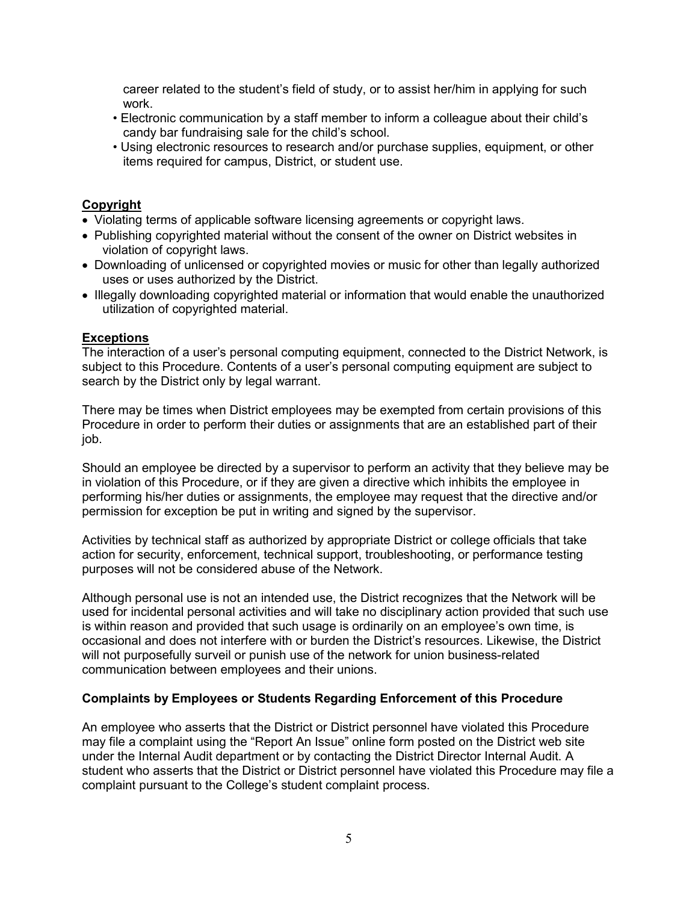career related to the student's field of study, or to assist her/him in applying for such work.
- Electronic communication by a staff member to inform a colleague about their child's candy bar fundraising sale for the child's school.
- Using electronic resources to research and/or purchase supplies, equipment, or other items required for campus, District, or student use.

**Copyright**

- Violating terms of applicable software licensing agreements or copyright laws.
- Publishing copyrighted material without the consent of the owner on District websites in violation of copyright laws.
- Downloading of unlicensed or copyrighted movies or music for other than legally authorized uses or uses authorized by the District.
- Illegally downloading copyrighted material or information that would enable the unauthorized utilization of copyrighted material.

**Exceptions**

The interaction of a user's personal computing equipment, connected to the District Network, is subject to this Procedure. Contents of a user's personal computing equipment are subject to search by the District only by legal warrant.

There may be times when District employees may be exempted from certain provisions of this Procedure in order to perform their duties or assignments that are an established part of their job.

Should an employee be directed by a supervisor to perform an activity that they believe may be in violation of this Procedure, or if they are given a directive which inhibits the employee in performing his/her duties or assignments, the employee may request that the directive and/or permission for exception be put in writing and signed by the supervisor.

Activities by technical staff as authorized by appropriate District or college officials that take action for security, enforcement, technical support, troubleshooting, or performance testing purposes will not be considered abuse of the Network.

Although personal use is not an intended use, the District recognizes that the Network will be used for incidental personal activities and will take no disciplinary action provided that such use is within reason and provided that such usage is ordinarily on an employee's own time, is occasional and does not interfere with or burden the District's resources. Likewise, the District will not purposefully surveil or punish use of the network for union business-related communication between employees and their unions.

**Complaints by Employees or Students Regarding Enforcement of this Procedure**

An employee who asserts that the District or District personnel have violated this Procedure may file a complaint using the "Report An Issue" online form posted on the District web site under the Internal Audit department or by contacting the District Director Internal Audit. A student who asserts that the District or District personnel have violated this Procedure may file a complaint pursuant to the College's student complaint process.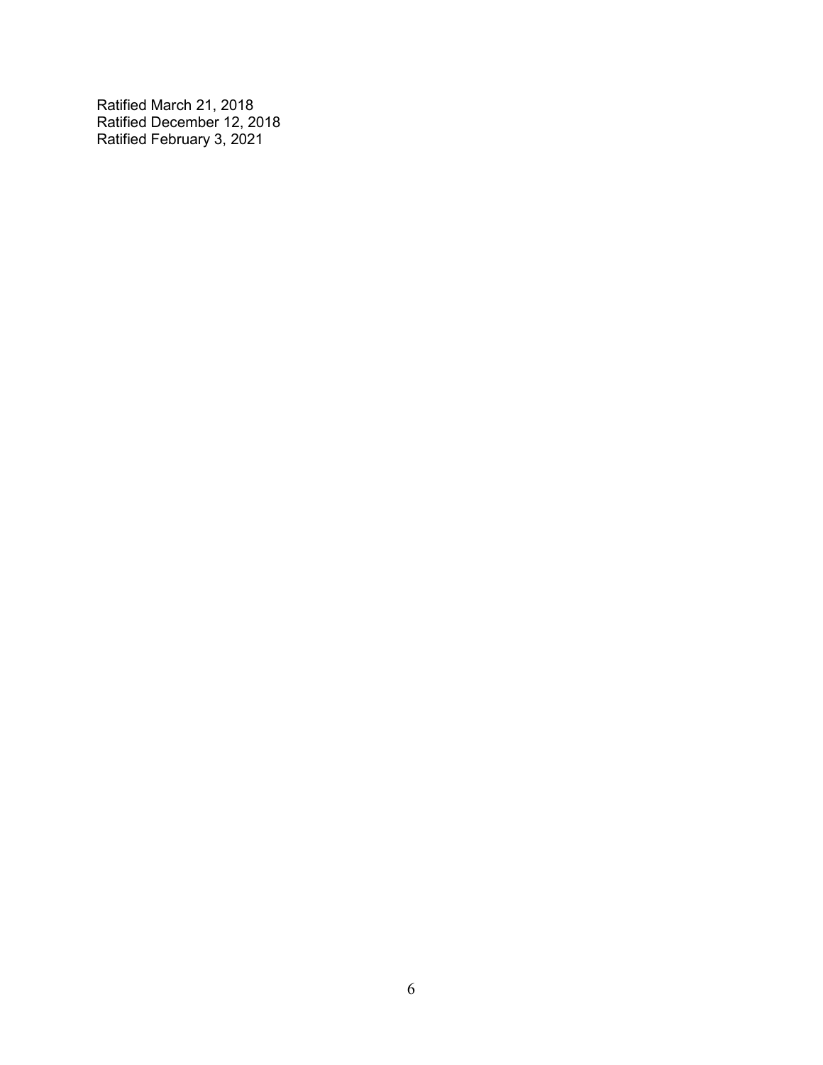Ratified March 21, 2018
Ratified December 12, 2018
Ratified February 3, 2021